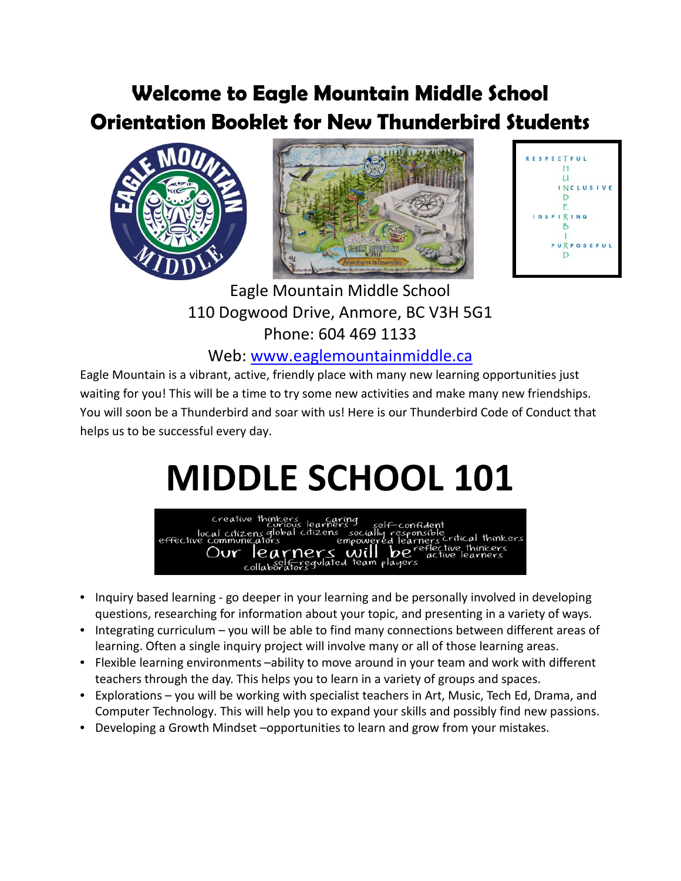# Welcome to Eagle Mountain Middle School
# Orientation Booklet for New Thunderbird Students

Eagle Mountain Middle School
110 Dogwood Drive, Anmore, BC V3H 5G1
Phone: 604 469 1133
Web: [www.eaglemountainmiddle.ca](http://www.eaglemountainmiddle.ca)

Eagle Mountain is a vibrant, active, friendly place with many new learning opportunities just waiting for you! This will be a time to try some new activities and make many new friendships. You will soon be a Thunderbird and soar with us! Here is our Thunderbird Code of Conduct that helps us to be successful every day.

# MIDDLE SCHOOL 101

- Inquiry based learning - go deeper in your learning and be personally involved in developing questions, researching for information about your topic, and presenting in a variety of ways.
- Integrating curriculum – you will be able to find many connections between different areas of learning. Often a single inquiry project will involve many or all of those learning areas.
- Flexible learning environments –ability to move around in your team and work with different teachers through the day. This helps you to learn in a variety of groups and spaces.
- Explorations – you will be working with specialist teachers in Art, Music, Tech Ed, Drama, and Computer Technology. This will help you to expand your skills and possibly find new passions.
- Developing a Growth Mindset –opportunities to learn and grow from your mistakes.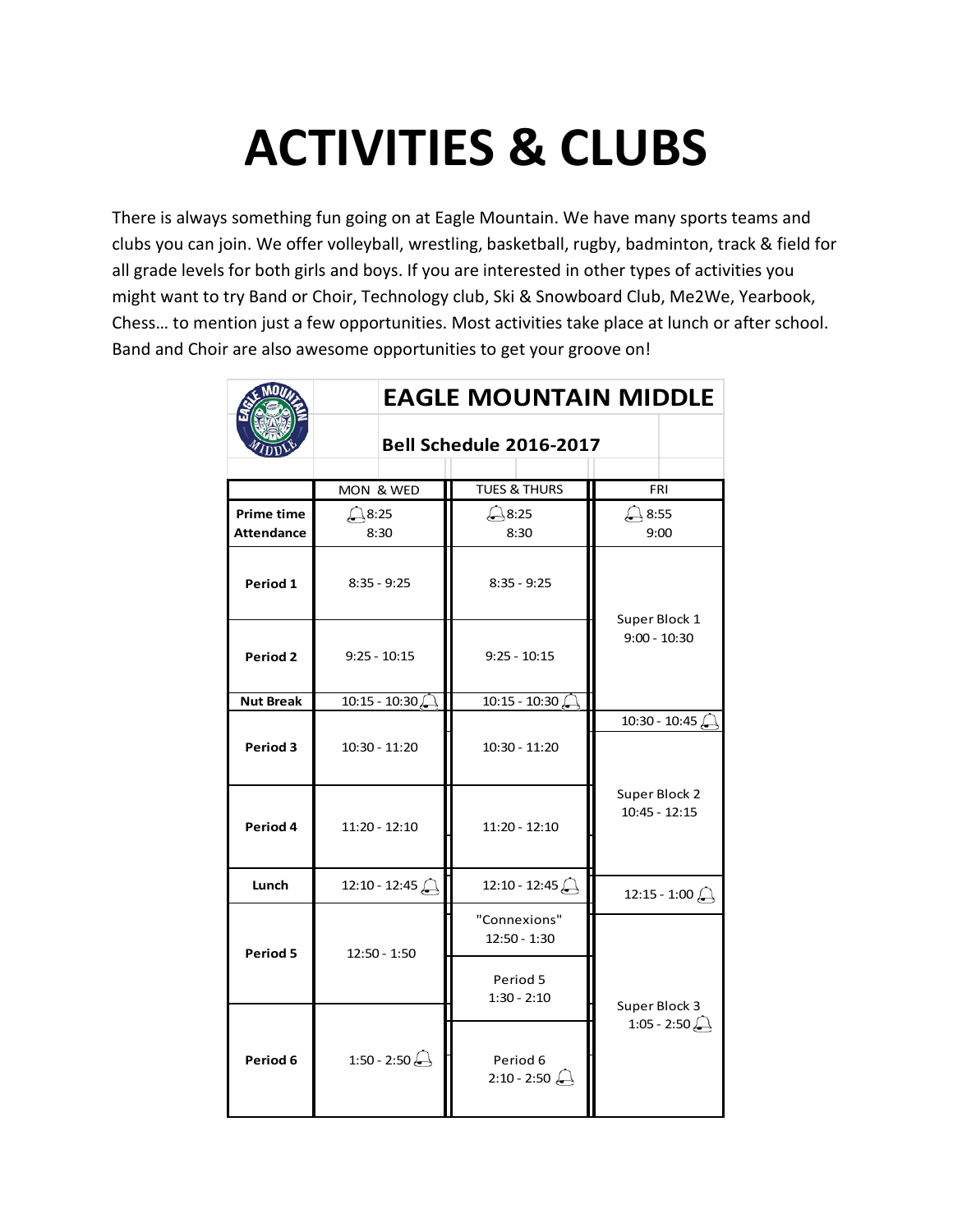# ACTIVITIES & CLUBS

There is always something fun going on at Eagle Mountain. We have many sports teams and clubs you can join. We offer volleyball, wrestling, basketball, rugby, badminton, track & field for all grade levels for both girls and boys. If you are interested in other types of activities you might want to try Band or Choir, Technology club, Ski & Snowboard Club, Me2We, Yearbook, Chess… to mention just a few opportunities. Most activities take place at lunch or after school. Band and Choir are also awesome opportunities to get your groove on!

## EAGLE MOUNTAIN MIDDLE

### Bell Schedule 2016-2017

| | MON & WED | TUES & THURS | FRI |
|---|---|---|---|
| **Prime time Attendance** | 8:25 8:30 | 8:25 8:30 | 8:55 9:00 |
| **Period 1** | 8:35 - 9:25 | 8:35 - 9:25 | Super Block 1 9:00 - 10:30 |
| **Period 2** | 9:25 - 10:15 | 9:25 - 10:15 | |
| **Nut Break** | 10:15 - 10:30 | 10:15 - 10:30 | 10:30 - 10:45 |
| **Period 3** | 10:30 - 11:20 | 10:30 - 11:20 | Super Block 2 10:45 - 12:15 |
| **Period 4** | 11:20 - 12:10 | 11:20 - 12:10 | |
| **Lunch** | 12:10 - 12:45 | 12:10 - 12:45 | 12:15 - 1:00 |
| **Period 5** | 12:50 - 1:50 | "Connexions" 12:50 - 1:30<br>Period 5 1:30 - 2:10 | Super Block 3 1:05 - 2:50 |
| **Period 6** | 1:50 - 2:50 | Period 6 2:10 - 2:50 | |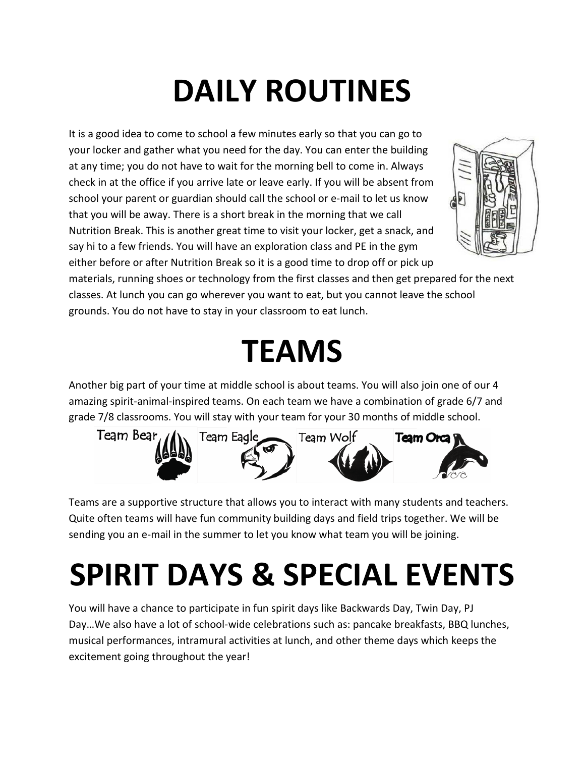# DAILY ROUTINES

It is a good idea to come to school a few minutes early so that you can go to your locker and gather what you need for the day. You can enter the building at any time; you do not have to wait for the morning bell to come in. Always check in at the office if you arrive late or leave early. If you will be absent from school your parent or guardian should call the school or e-mail to let us know that you will be away. There is a short break in the morning that we call Nutrition Break. This is another great time to visit your locker, get a snack, and say hi to a few friends. You will have an exploration class and PE in the gym either before or after Nutrition Break so it is a good time to drop off or pick up materials, running shoes or technology from the first classes and then get prepared for the next classes. At lunch you can go wherever you want to eat, but you cannot leave the school grounds. You do not have to stay in your classroom to eat lunch.

# TEAMS

Another big part of your time at middle school is about teams. You will also join one of our 4 amazing spirit-animal-inspired teams. On each team we have a combination of grade 6/7 and grade 7/8 classrooms. You will stay with your team for your 30 months of middle school.

Team Bear Team Eagle Team Wolf Team Orca

Teams are a supportive structure that allows you to interact with many students and teachers. Quite often teams will have fun community building days and field trips together. We will be sending you an e-mail in the summer to let you know what team you will be joining.

# SPIRIT DAYS & SPECIAL EVENTS

You will have a chance to participate in fun spirit days like Backwards Day, Twin Day, PJ Day…We also have a lot of school-wide celebrations such as: pancake breakfasts, BBQ lunches, musical performances, intramural activities at lunch, and other theme days which keeps the excitement going throughout the year!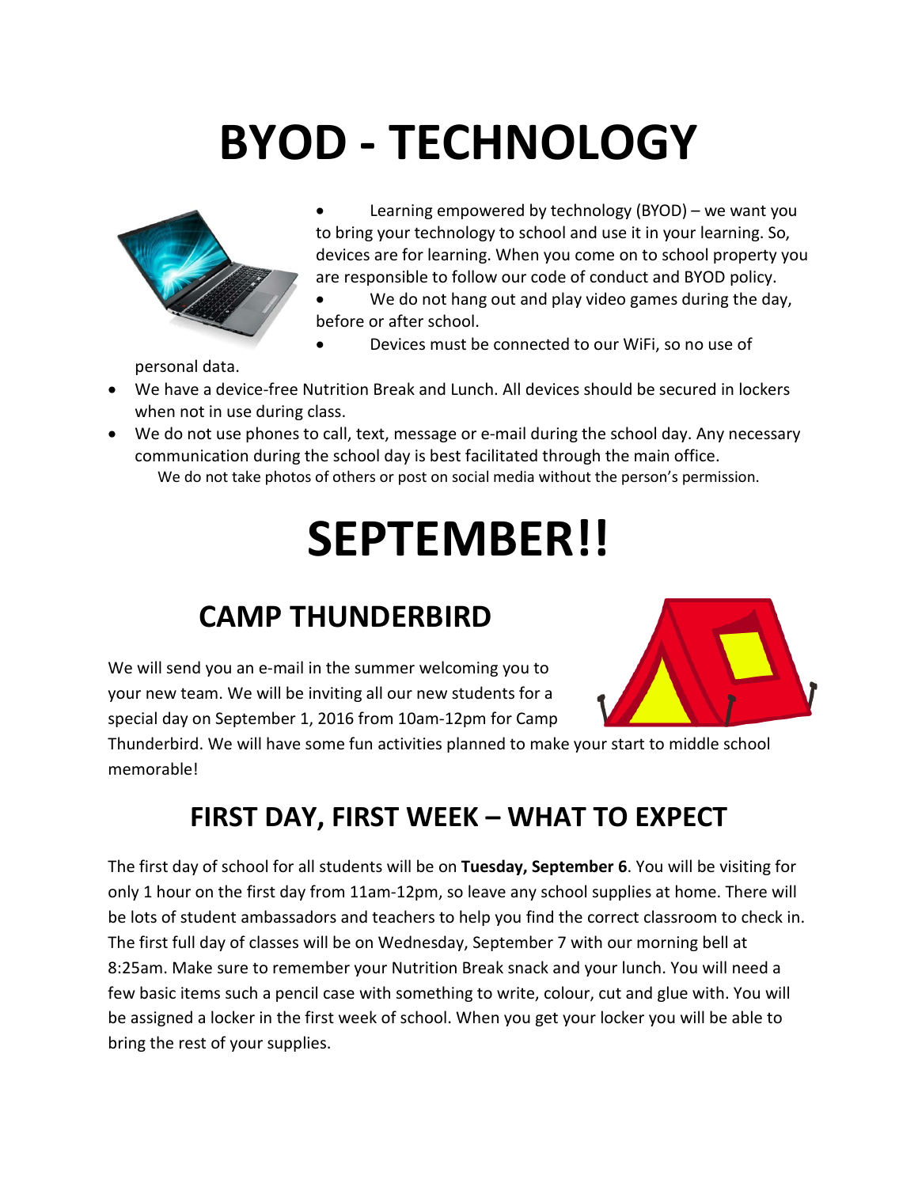# BYOD - TECHNOLOGY

- Learning empowered by technology (BYOD) – we want you to bring your technology to school and use it in your learning. So, devices are for learning. When you come on to school property you are responsible to follow our code of conduct and BYOD policy.
- We do not hang out and play video games during the day, before or after school.
- Devices must be connected to our WiFi, so no use of personal data.
- We have a device-free Nutrition Break and Lunch. All devices should be secured in lockers when not in use during class.
- We do not use phones to call, text, message or e-mail during the school day. Any necessary communication during the school day is best facilitated through the main office.

We do not take photos of others or post on social media without the person's permission.

# SEPTEMBER!!

## CAMP THUNDERBIRD

We will send you an e-mail in the summer welcoming you to your new team. We will be inviting all our new students for a special day on September 1, 2016 from 10am-12pm for Camp Thunderbird. We will have some fun activities planned to make your start to middle school memorable!

## FIRST DAY, FIRST WEEK – WHAT TO EXPECT

The first day of school for all students will be on **Tuesday, September 6**. You will be visiting for only 1 hour on the first day from 11am-12pm, so leave any school supplies at home. There will be lots of student ambassadors and teachers to help you find the correct classroom to check in. The first full day of classes will be on Wednesday, September 7 with our morning bell at 8:25am. Make sure to remember your Nutrition Break snack and your lunch. You will need a few basic items such a pencil case with something to write, colour, cut and glue with. You will be assigned a locker in the first week of school. When you get your locker you will be able to bring the rest of your supplies.